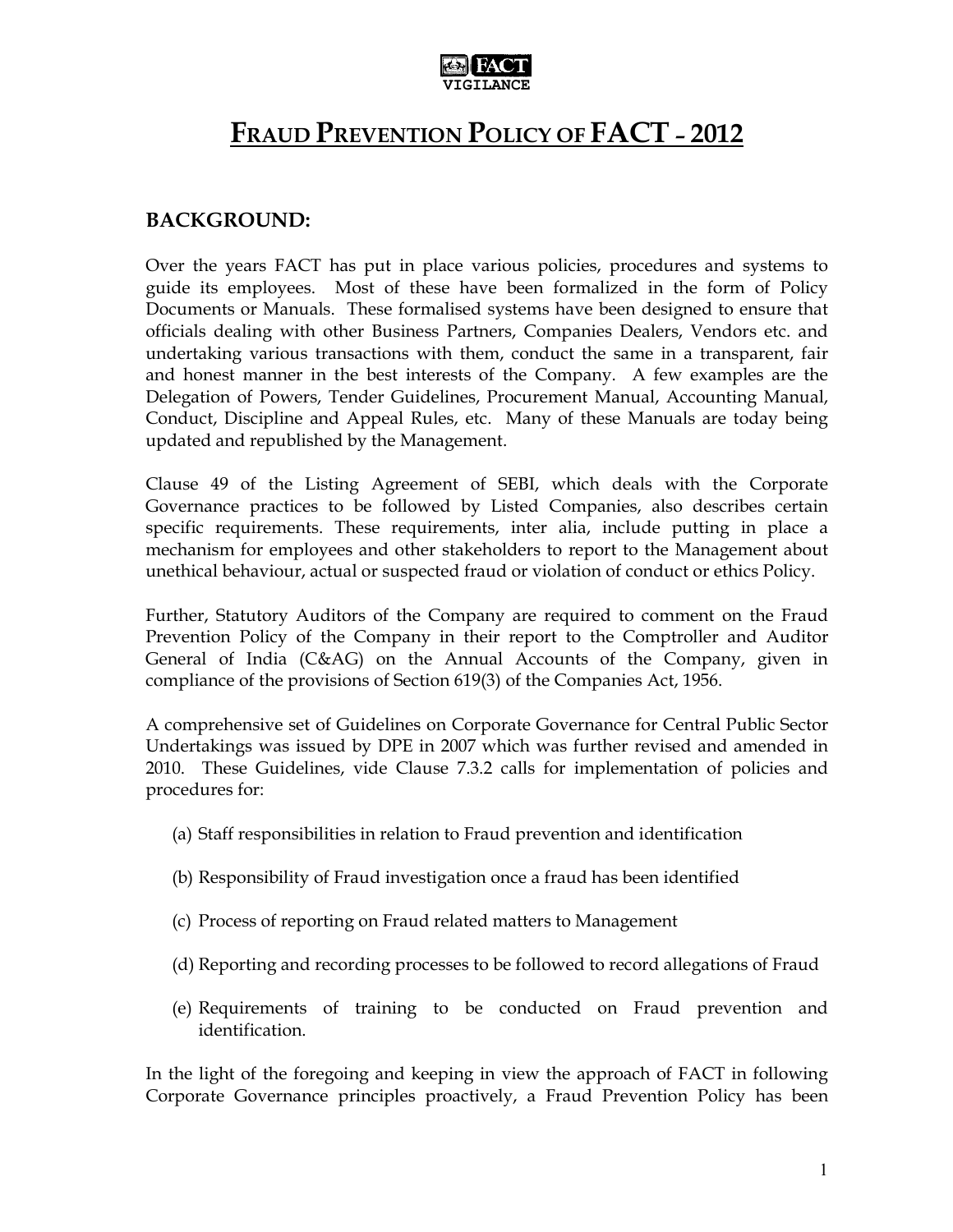FACT
VIGILANCE

# FRAUD PREVENTION POLICY OF FACT – 2012

## BACKGROUND:

Over the years FACT has put in place various policies, procedures and systems to guide its employees. Most of these have been formalized in the form of Policy Documents or Manuals. These formalised systems have been designed to ensure that officials dealing with other Business Partners, Companies Dealers, Vendors etc. and undertaking various transactions with them, conduct the same in a transparent, fair and honest manner in the best interests of the Company. A few examples are the Delegation of Powers, Tender Guidelines, Procurement Manual, Accounting Manual, Conduct, Discipline and Appeal Rules, etc. Many of these Manuals are today being updated and republished by the Management.

Clause 49 of the Listing Agreement of SEBI, which deals with the Corporate Governance practices to be followed by Listed Companies, also describes certain specific requirements. These requirements, inter alia, include putting in place a mechanism for employees and other stakeholders to report to the Management about unethical behaviour, actual or suspected fraud or violation of conduct or ethics Policy.

Further, Statutory Auditors of the Company are required to comment on the Fraud Prevention Policy of the Company in their report to the Comptroller and Auditor General of India (C&AG) on the Annual Accounts of the Company, given in compliance of the provisions of Section 619(3) of the Companies Act, 1956.

A comprehensive set of Guidelines on Corporate Governance for Central Public Sector Undertakings was issued by DPE in 2007 which was further revised and amended in 2010. These Guidelines, vide Clause 7.3.2 calls for implementation of policies and procedures for:

(a) Staff responsibilities in relation to Fraud prevention and identification

(b) Responsibility of Fraud investigation once a fraud has been identified

(c) Process of reporting on Fraud related matters to Management

(d) Reporting and recording processes to be followed to record allegations of Fraud

(e) Requirements of training to be conducted on Fraud prevention and identification.

In the light of the foregoing and keeping in view the approach of FACT in following Corporate Governance principles proactively, a Fraud Prevention Policy has been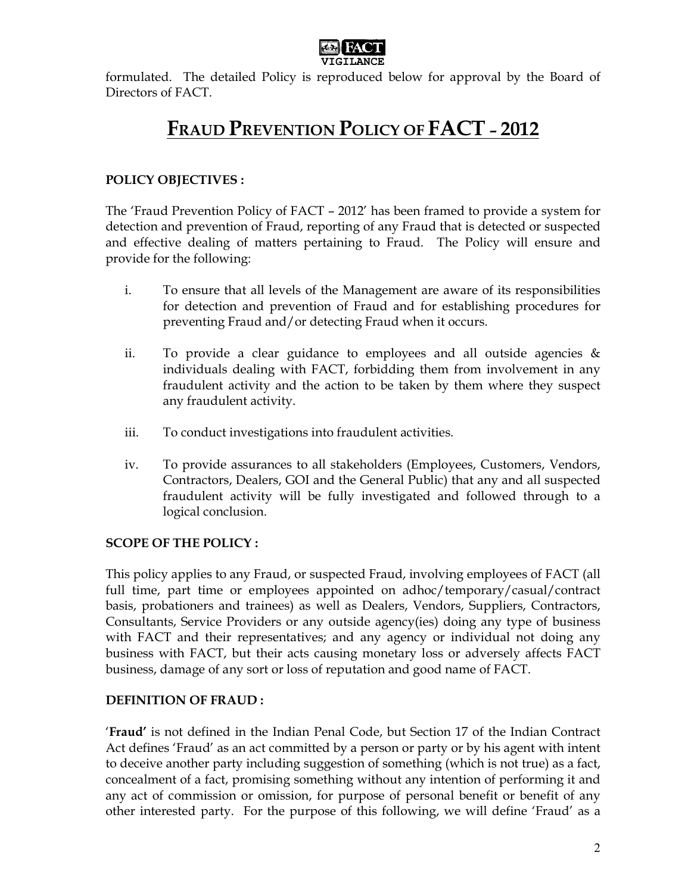formulated. The detailed Policy is reproduced below for approval by the Board of Directors of FACT.

# FRAUD PREVENTION POLICY OF FACT – 2012

**POLICY OBJECTIVES :**

The 'Fraud Prevention Policy of FACT – 2012' has been framed to provide a system for detection and prevention of Fraud, reporting of any Fraud that is detected or suspected and effective dealing of matters pertaining to Fraud. The Policy will ensure and provide for the following:

i. To ensure that all levels of the Management are aware of its responsibilities for detection and prevention of Fraud and for establishing procedures for preventing Fraud and/or detecting Fraud when it occurs.

ii. To provide a clear guidance to employees and all outside agencies & individuals dealing with FACT, forbidding them from involvement in any fraudulent activity and the action to be taken by them where they suspect any fraudulent activity.

iii. To conduct investigations into fraudulent activities.

iv. To provide assurances to all stakeholders (Employees, Customers, Vendors, Contractors, Dealers, GOI and the General Public) that any and all suspected fraudulent activity will be fully investigated and followed through to a logical conclusion.

**SCOPE OF THE POLICY :**

This policy applies to any Fraud, or suspected Fraud, involving employees of FACT (all full time, part time or employees appointed on adhoc/temporary/casual/contract basis, probationers and trainees) as well as Dealers, Vendors, Suppliers, Contractors, Consultants, Service Providers or any outside agency(ies) doing any type of business with FACT and their representatives; and any agency or individual not doing any business with FACT, but their acts causing monetary loss or adversely affects FACT business, damage of any sort or loss of reputation and good name of FACT.

**DEFINITION OF FRAUD :**

'**Fraud'** is not defined in the Indian Penal Code, but Section 17 of the Indian Contract Act defines 'Fraud' as an act committed by a person or party or by his agent with intent to deceive another party including suggestion of something (which is not true) as a fact, concealment of a fact, promising something without any intention of performing it and any act of commission or omission, for purpose of personal benefit or benefit of any other interested party. For the purpose of this following, we will define 'Fraud' as a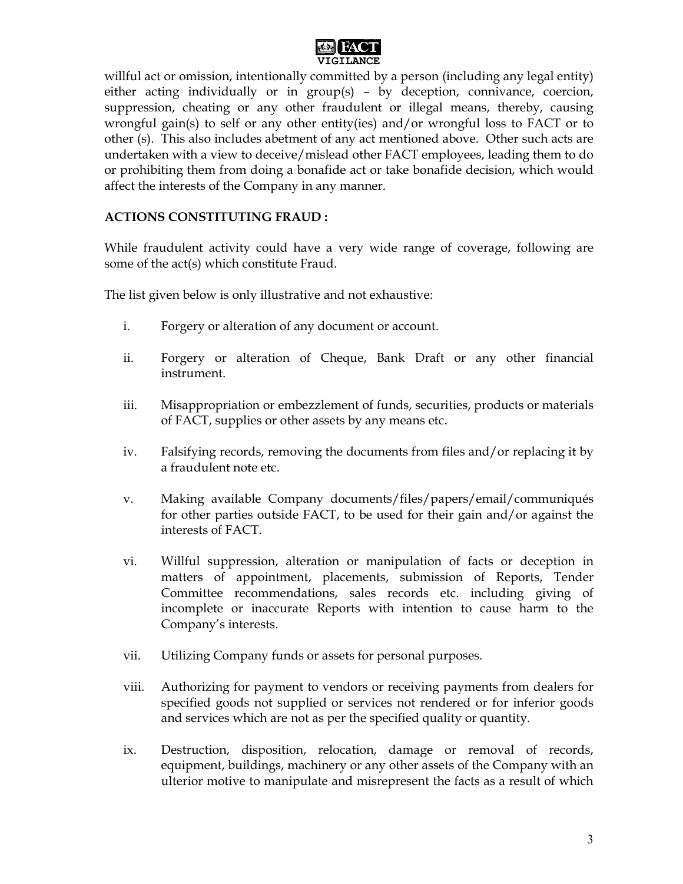willful act or omission, intentionally committed by a person (including any legal entity) either acting individually or in group(s) – by deception, connivance, coercion, suppression, cheating or any other fraudulent or illegal means, thereby, causing wrongful gain(s) to self or any other entity(ies) and/or wrongful loss to FACT or to other (s). This also includes abetment of any act mentioned above. Other such acts are undertaken with a view to deceive/mislead other FACT employees, leading them to do or prohibiting them from doing a bonafide act or take bonafide decision, which would affect the interests of the Company in any manner.

**ACTIONS CONSTITUTING FRAUD :**

While fraudulent activity could have a very wide range of coverage, following are some of the act(s) which constitute Fraud.

The list given below is only illustrative and not exhaustive:

i. Forgery or alteration of any document or account.

ii. Forgery or alteration of Cheque, Bank Draft or any other financial instrument.

iii. Misappropriation or embezzlement of funds, securities, products or materials of FACT, supplies or other assets by any means etc.

iv. Falsifying records, removing the documents from files and/or replacing it by a fraudulent note etc.

v. Making available Company documents/files/papers/email/communiqués for other parties outside FACT, to be used for their gain and/or against the interests of FACT.

vi. Willful suppression, alteration or manipulation of facts or deception in matters of appointment, placements, submission of Reports, Tender Committee recommendations, sales records etc. including giving of incomplete or inaccurate Reports with intention to cause harm to the Company's interests.

vii. Utilizing Company funds or assets for personal purposes.

viii. Authorizing for payment to vendors or receiving payments from dealers for specified goods not supplied or services not rendered or for inferior goods and services which are not as per the specified quality or quantity.

ix. Destruction, disposition, relocation, damage or removal of records, equipment, buildings, machinery or any other assets of the Company with an ulterior motive to manipulate and misrepresent the facts as a result of which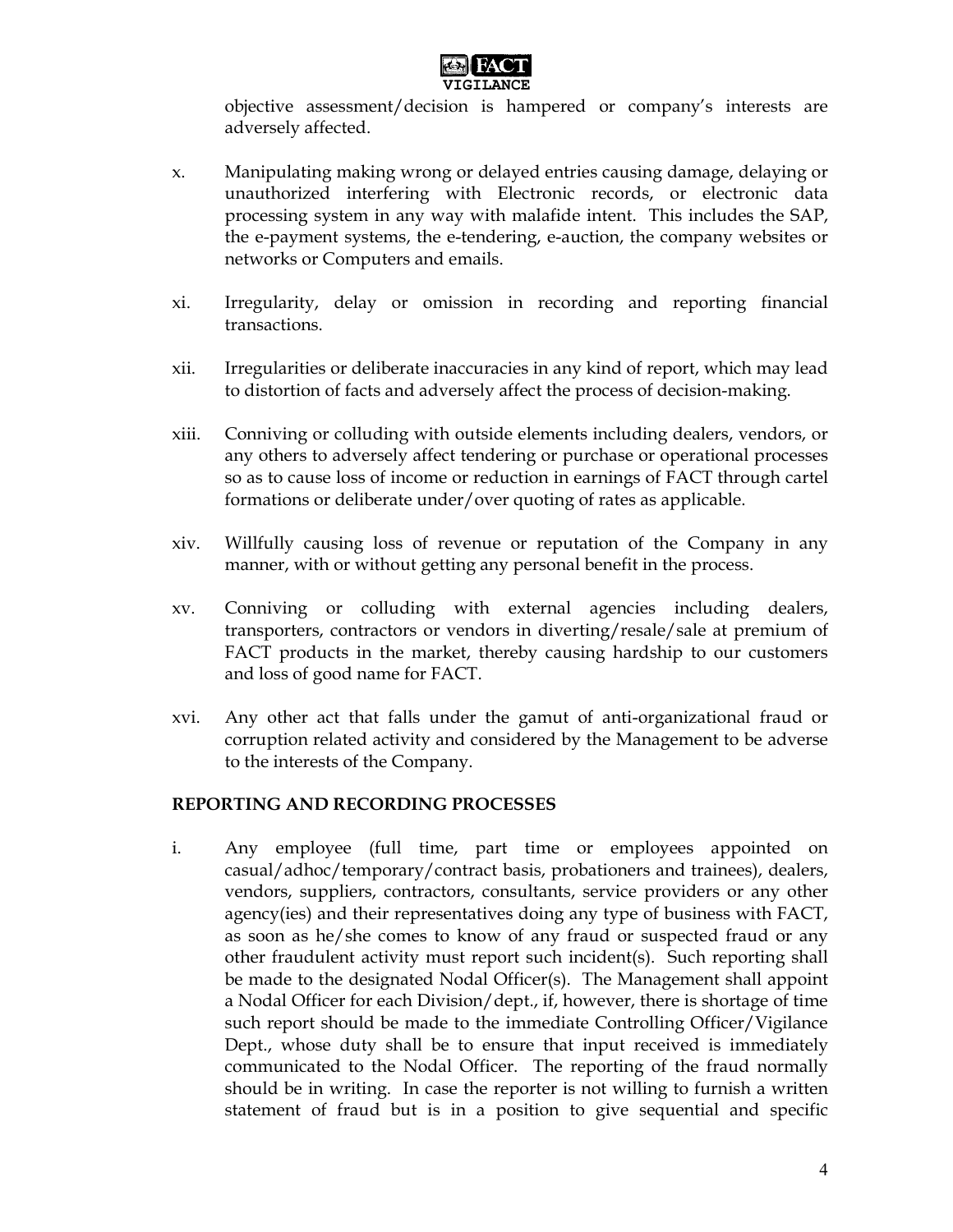objective assessment/decision is hampered or company's interests are adversely affected.

x. Manipulating making wrong or delayed entries causing damage, delaying or unauthorized interfering with Electronic records, or electronic data processing system in any way with malafide intent. This includes the SAP, the e-payment systems, the e-tendering, e-auction, the company websites or networks or Computers and emails.

xi. Irregularity, delay or omission in recording and reporting financial transactions.

xii. Irregularities or deliberate inaccuracies in any kind of report, which may lead to distortion of facts and adversely affect the process of decision-making.

xiii. Conniving or colluding with outside elements including dealers, vendors, or any others to adversely affect tendering or purchase or operational processes so as to cause loss of income or reduction in earnings of FACT through cartel formations or deliberate under/over quoting of rates as applicable.

xiv. Willfully causing loss of revenue or reputation of the Company in any manner, with or without getting any personal benefit in the process.

xv. Conniving or colluding with external agencies including dealers, transporters, contractors or vendors in diverting/resale/sale at premium of FACT products in the market, thereby causing hardship to our customers and loss of good name for FACT.

xvi. Any other act that falls under the gamut of anti-organizational fraud or corruption related activity and considered by the Management to be adverse to the interests of the Company.

**REPORTING AND RECORDING PROCESSES**

i. Any employee (full time, part time or employees appointed on casual/adhoc/temporary/contract basis, probationers and trainees), dealers, vendors, suppliers, contractors, consultants, service providers or any other agency(ies) and their representatives doing any type of business with FACT, as soon as he/she comes to know of any fraud or suspected fraud or any other fraudulent activity must report such incident(s). Such reporting shall be made to the designated Nodal Officer(s). The Management shall appoint a Nodal Officer for each Division/dept., if, however, there is shortage of time such report should be made to the immediate Controlling Officer/Vigilance Dept., whose duty shall be to ensure that input received is immediately communicated to the Nodal Officer. The reporting of the fraud normally should be in writing. In case the reporter is not willing to furnish a written statement of fraud but is in a position to give sequential and specific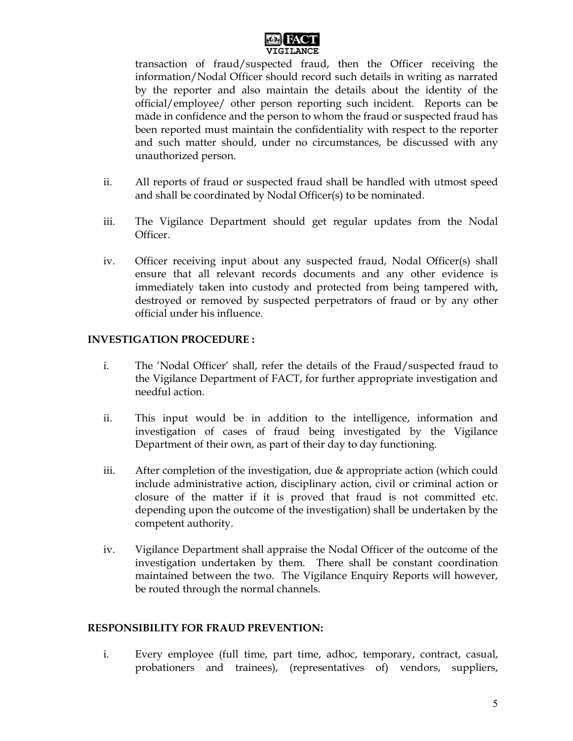transaction of fraud/suspected fraud, then the Officer receiving the information/Nodal Officer should record such details in writing as narrated by the reporter and also maintain the details about the identity of the official/employee/ other person reporting such incident. Reports can be made in confidence and the person to whom the fraud or suspected fraud has been reported must maintain the confidentiality with respect to the reporter and such matter should, under no circumstances, be discussed with any unauthorized person.

ii. All reports of fraud or suspected fraud shall be handled with utmost speed and shall be coordinated by Nodal Officer(s) to be nominated.

iii. The Vigilance Department should get regular updates from the Nodal Officer.

iv. Officer receiving input about any suspected fraud, Nodal Officer(s) shall ensure that all relevant records documents and any other evidence is immediately taken into custody and protected from being tampered with, destroyed or removed by suspected perpetrators of fraud or by any other official under his influence.

**INVESTIGATION PROCEDURE :**

i. The 'Nodal Officer' shall, refer the details of the Fraud/suspected fraud to the Vigilance Department of FACT, for further appropriate investigation and needful action.

ii. This input would be in addition to the intelligence, information and investigation of cases of fraud being investigated by the Vigilance Department of their own, as part of their day to day functioning.

iii. After completion of the investigation, due & appropriate action (which could include administrative action, disciplinary action, civil or criminal action or closure of the matter if it is proved that fraud is not committed etc. depending upon the outcome of the investigation) shall be undertaken by the competent authority.

iv. Vigilance Department shall appraise the Nodal Officer of the outcome of the investigation undertaken by them. There shall be constant coordination maintained between the two. The Vigilance Enquiry Reports will however, be routed through the normal channels.

**RESPONSIBILITY FOR FRAUD PREVENTION:**

i. Every employee (full time, part time, adhoc, temporary, contract, casual, probationers and trainees), (representatives of) vendors, suppliers,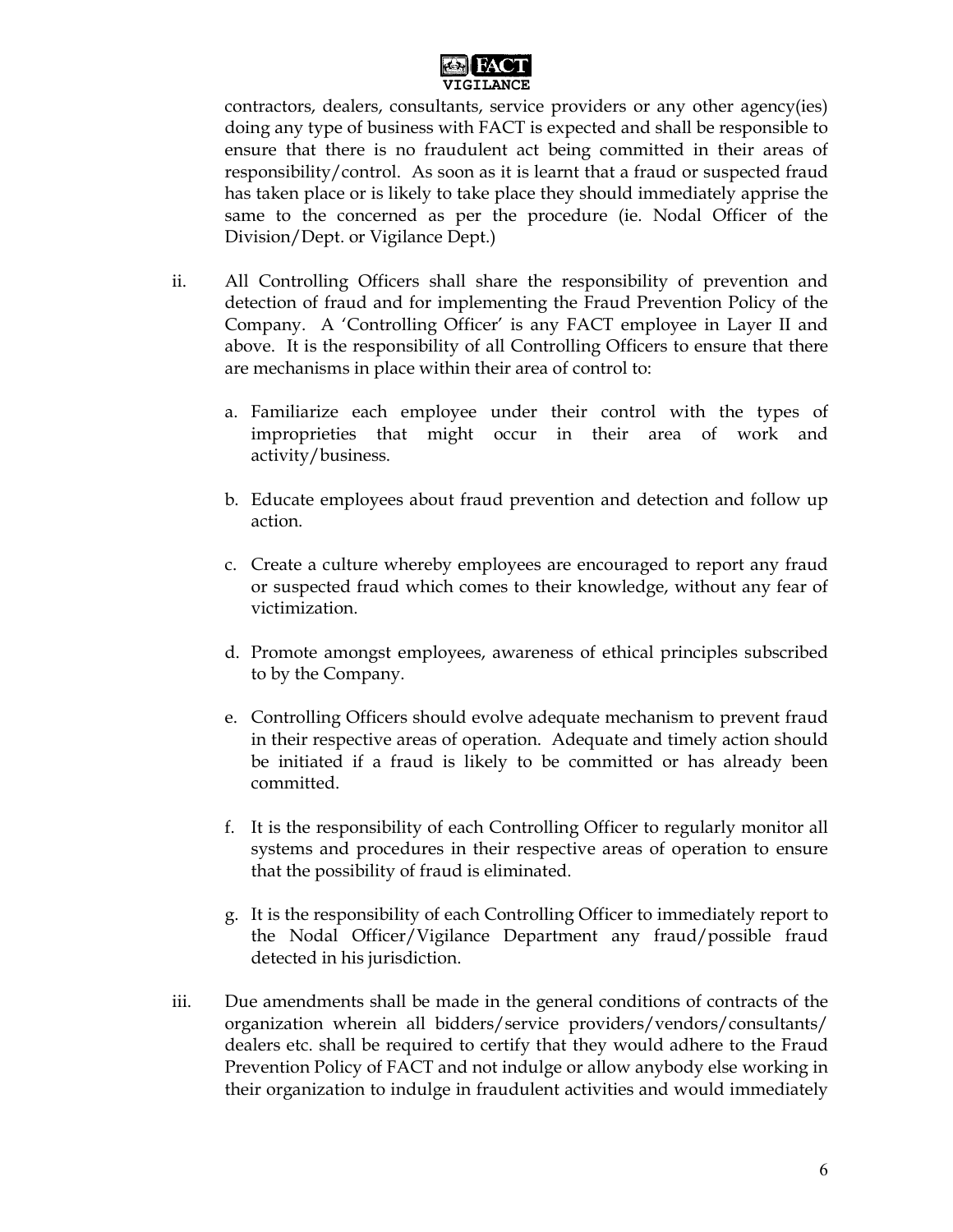contractors, dealers, consultants, service providers or any other agency(ies) doing any type of business with FACT is expected and shall be responsible to ensure that there is no fraudulent act being committed in their areas of responsibility/control. As soon as it is learnt that a fraud or suspected fraud has taken place or is likely to take place they should immediately apprise the same to the concerned as per the procedure (ie. Nodal Officer of the Division/Dept. or Vigilance Dept.)

ii. All Controlling Officers shall share the responsibility of prevention and detection of fraud and for implementing the Fraud Prevention Policy of the Company. A 'Controlling Officer' is any FACT employee in Layer II and above. It is the responsibility of all Controlling Officers to ensure that there are mechanisms in place within their area of control to:

   a. Familiarize each employee under their control with the types of improprieties that might occur in their area of work and activity/business.

   b. Educate employees about fraud prevention and detection and follow up action.

   c. Create a culture whereby employees are encouraged to report any fraud or suspected fraud which comes to their knowledge, without any fear of victimization.

   d. Promote amongst employees, awareness of ethical principles subscribed to by the Company.

   e. Controlling Officers should evolve adequate mechanism to prevent fraud in their respective areas of operation. Adequate and timely action should be initiated if a fraud is likely to be committed or has already been committed.

   f. It is the responsibility of each Controlling Officer to regularly monitor all systems and procedures in their respective areas of operation to ensure that the possibility of fraud is eliminated.

   g. It is the responsibility of each Controlling Officer to immediately report to the Nodal Officer/Vigilance Department any fraud/possible fraud detected in his jurisdiction.

iii. Due amendments shall be made in the general conditions of contracts of the organization wherein all bidders/service providers/vendors/consultants/ dealers etc. shall be required to certify that they would adhere to the Fraud Prevention Policy of FACT and not indulge or allow anybody else working in their organization to indulge in fraudulent activities and would immediately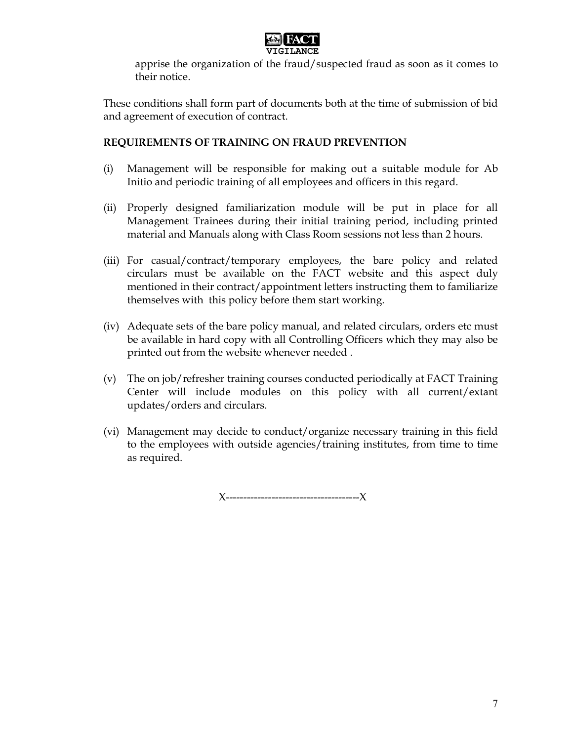apprise the organization of the fraud/suspected fraud as soon as it comes to their notice.

These conditions shall form part of documents both at the time of submission of bid and agreement of execution of contract.

**REQUIREMENTS OF TRAINING ON FRAUD PREVENTION**

(i) Management will be responsible for making out a suitable module for Ab Initio and periodic training of all employees and officers in this regard.

(ii) Properly designed familiarization module will be put in place for all Management Trainees during their initial training period, including printed material and Manuals along with Class Room sessions not less than 2 hours.

(iii) For casual/contract/temporary employees, the bare policy and related circulars must be available on the FACT website and this aspect duly mentioned in their contract/appointment letters instructing them to familiarize themselves with this policy before them start working.

(iv) Adequate sets of the bare policy manual, and related circulars, orders etc must be available in hard copy with all Controlling Officers which they may also be printed out from the website whenever needed .

(v) The on job/refresher training courses conducted periodically at FACT Training Center will include modules on this policy with all current/extant updates/orders and circulars.

(vi) Management may decide to conduct/organize necessary training in this field to the employees with outside agencies/training institutes, from time to time as required.

X-------------------------------------X